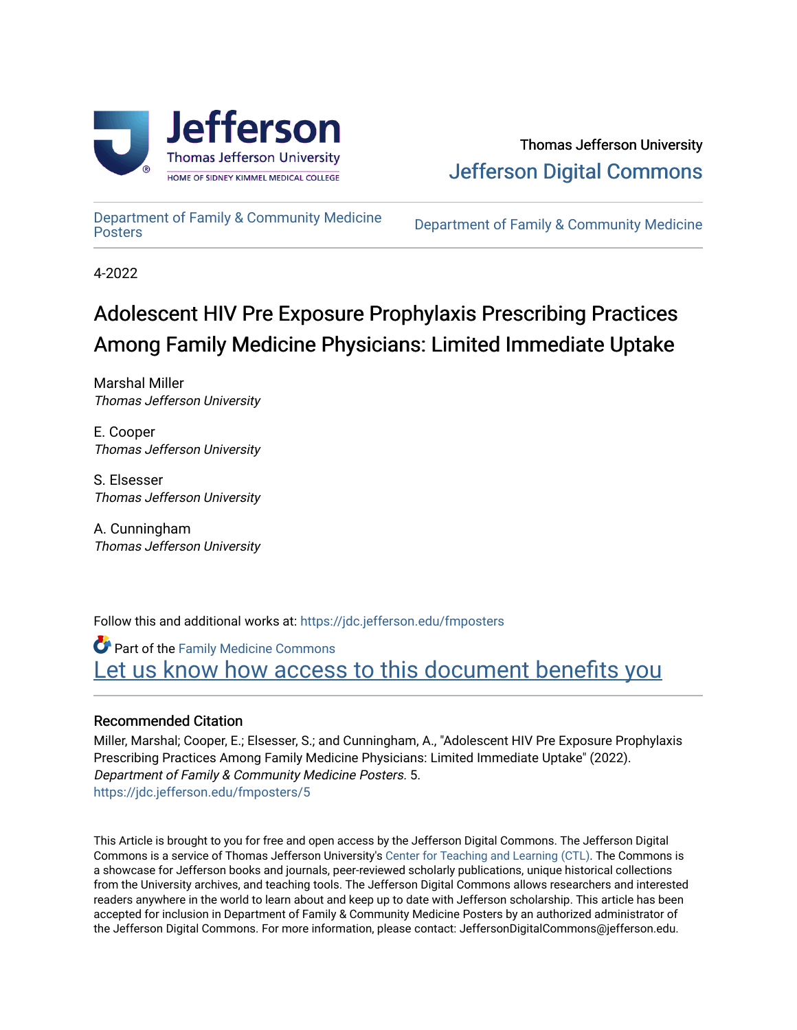Thomas Jefferson University

Jefferson Digital Commons

Department of Family & Community Medicine Posters

Department of Family & Community Medicine

4-2022

# Adolescent HIV Pre Exposure Prophylaxis Prescribing Practices Among Family Medicine Physicians: Limited Immediate Uptake

Marshal Miller
*Thomas Jefferson University*

E. Cooper
*Thomas Jefferson University*

S. Elsesser
*Thomas Jefferson University*

A. Cunningham
*Thomas Jefferson University*

Follow this and additional works at: https://jdc.jefferson.edu/fmposters

Part of the Family Medicine Commons

Let us know how access to this document benefits you

### Recommended Citation

Miller, Marshal; Cooper, E.; Elsesser, S.; and Cunningham, A., "Adolescent HIV Pre Exposure Prophylaxis Prescribing Practices Among Family Medicine Physicians: Limited Immediate Uptake" (2022). *Department of Family & Community Medicine Posters.* 5.
https://jdc.jefferson.edu/fmposters/5

This Article is brought to you for free and open access by the Jefferson Digital Commons. The Jefferson Digital Commons is a service of Thomas Jefferson University's Center for Teaching and Learning (CTL). The Commons is a showcase for Jefferson books and journals, peer-reviewed scholarly publications, unique historical collections from the University archives, and teaching tools. The Jefferson Digital Commons allows researchers and interested readers anywhere in the world to learn about and keep up to date with Jefferson scholarship. This article has been accepted for inclusion in Department of Family & Community Medicine Posters by an authorized administrator of the Jefferson Digital Commons. For more information, please contact: JeffersonDigitalCommons@jefferson.edu.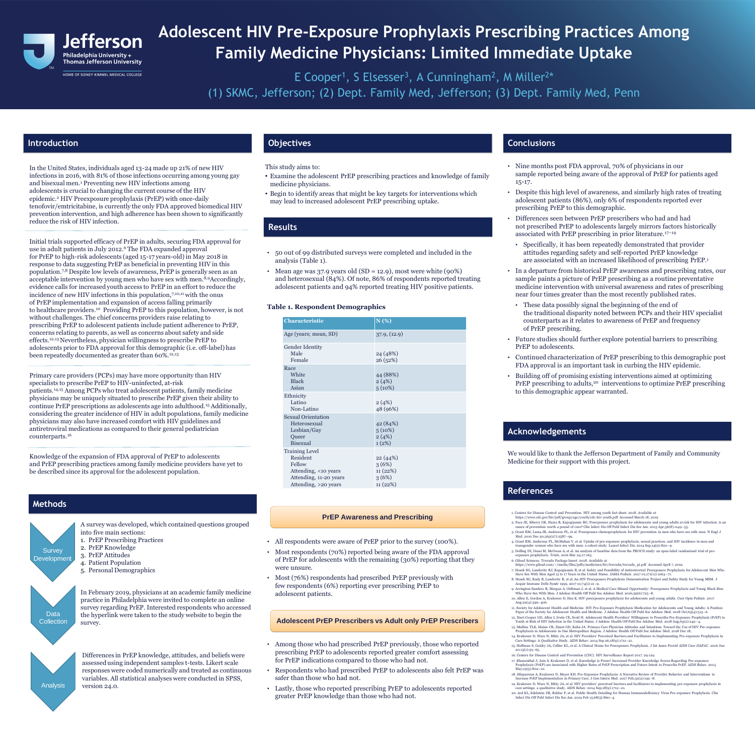# Adolescent HIV Pre-Exposure Prophylaxis Prescribing Practices Among Family Medicine Physicians: Limited Immediate Uptake

E Cooper[1], S Elsesser[3], A Cunningham[2], M Miller[2]*

(1) SKMC, Jefferson; (2) Dept. Family Med, Jefferson; (3) Dept. Family Med, Penn

## Introduction

In the United States, individuals aged 13-24 made up 21% of new HIV infections in 2016, with 81% of those infections occurring among young gay and bisexual men.[1] Preventing new HIV infections among adolescents is crucial to changing the current course of the HIV epidemic.[2] HIV Preexposure prophylaxis (PrEP) with once-daily tenofovir/emtricitabine, is currently the only FDA approved biomedical HIV prevention intervention, and high adherence has been shown to significantly reduce the risk of HIV infection.

Initial trials supported efficacy of PrEP in adults, securing FDA approval for use in adult patients in July 2012.[6] The FDA expanded approval for PrEP to high-risk adolescents (aged 15-17 years-old) in May 2018 in response to data suggesting PrEP as beneficial in preventing HIV in this population.[7,8] Despite low levels of awareness, PrEP is generally seen as an acceptable intervention by young men who have sex with men.[8,9] Accordingly, evidence calls for increased youth access to PrEP in an effort to reduce the incidence of new HIV infections in this population,[7,10,11] with the onus of PrEP implementation and expansion of access falling primarily to healthcare providers.[10] Providing PrEP to this population, however, is not without challenges. The chief concerns providers raise relating to prescribing PrEP to adolescent patients include patient adherence to PrEP, concerns relating to parents, as well as concerns about safety and side effects.[12,13] Nevertheless, physician willingness to prescribe PrEP to adolescents prior to FDA approval for this demographic (i.e. off-label) has been repeatedly documented as greater than 60%.[12,13]

Primary care providers (PCPs) may have more opportunity than HIV specialists to prescribe PrEP to HIV-uninfected, at-risk patients.[14,15] Among PCPs who treat adolescent patients, family medicine physicians may be uniquely situated to prescribe PrEP given their ability to continue PrEP prescriptions as adolescents age into adulthood.[15] Additionally, considering the greater incidence of HIV in adult populations, family medicine physicians may also have increased comfort with HIV guidelines and antiretroviral medications as compared to their general pediatrician counterparts.[16]

Knowledge of the expansion of FDA approval of PrEP to adolescents and PrEP prescribing practices among family medicine providers have yet to be described since its approval for the adolescent population.

## Methods

**Survey Development**

A survey was developed, which contained questions grouped into five main sections:

1. PrEP Prescribing Practices
2. PrEP Knowledge
3. PrEP Attitudes
4. Patient Population
5. Personal Demographics

**Data Collection**

In February 2019, physicians at an academic family medicine practice in Philadelphia were invited to complete an online survey regarding PrEP. Interested respondents who accessed the hyperlink were taken to the study website to begin the survey.

**Analysis**

Differences in PrEP knowledge, attitudes, and beliefs were assessed using independent samples t-tests. Likert scale responses were coded numerically and treated as continuous variables. All statistical analyses were conducted in SPSS, version 24.0.

## Objectives

This study aims to:

- Examine the adolescent PrEP prescribing practices and knowledge of family medicine physicians.
- Begin to identify areas that might be key targets for interventions which may lead to increased adolescent PrEP prescribing uptake.

## Results

- 50 out of 99 distributed surveys were completed and included in the analysis (Table 1).
- Mean age was 37.9 years old (SD = 12.9), most were white (90%) and heterosexual (84%). Of note, 86% of respondents reported treating adolescent patients and 94% reported treating HIV positive patients.

**Table 1. Respondent Demographics**

| Characteristic | N (%) |
|---|---|
| Age (years; mean, SD) | 37.9, (12.9) |
| Gender Identity | |
| Male | 24 (48%) |
| Female | 26 (52%) |
| Race | |
| White | 44 (88%) |
| Black | 2 (4%) |
| Asian | 5 (10%) |
| Ethnicity | |
| Latino | 2 (4%) |
| Non-Latino | 48 (96%) |
| Sexual Orientation | |
| Heterosexual | 42 (84%) |
| Lesbian/Gay | 5 (10%) |
| Queer | 2 (4%) |
| Bisexual | 1 (2%) |
| Training Level | |
| Resident | 22 (44%) |
| Fellow | 3 (6%) |
| Attending, <10 years | 11 (22%) |
| Attending, 11-20 years | 3 (6%) |
| Attending, >20 years | 11 (22%) |

### PrEP Awareness and Prescribing

- All respondents were aware of PrEP prior to the survey (100%).
- Most respondents (70%) reported being aware of the FDA approval of PrEP for adolescents with the remaining (30%) reporting that they were unsure.
- Most (76%) respondents had prescribed PrEP previously with few respondents (6%) reporting ever prescribing PrEP to adolescent patients.

### Adolescent PrEP Prescribers vs Adult only PrEP Prescribers

- Among those who had prescribed PrEP previously, those who reported prescribing PrEP to adolescents reported greater comfort assessing for PrEP indications compared to those who had not.
- Respondents who had prescribed PrEP to adolescents also felt PrEP was safer than those who had not.
- Lastly, those who reported prescribing PrEP to adolescents reported greater PrEP knowledge than those who had not.

## Conclusions

- Nine months post FDA approval, 70% of physicians in our sample reported being aware of the approval of PrEP for patients aged 15-17.
- Despite this high level of awareness, and similarly high rates of treating adolescent patients (86%), only 6% of respondents reported ever prescribing PrEP to this demographic.
- Differences seen between PrEP prescribers who had and had not prescribed PrEP to adolescents largely mirrors factors historically associated with PrEP prescribing in prior literature.[17-19]
  - Specifically, it has been repeatedly demonstrated that provider attitudes regarding safety and self-reported PrEP knowledge are associated with an increased likelihood of prescribing PrEP.[1]
- In a departure from historical PrEP awareness and prescribing rates, our sample paints a picture of PrEP prescribing as a routine preventative medicine intervention with universal awareness and rates of prescribing near four times greater than the most recently published rates.
  - These data possibly signal the beginning of the end of the traditional disparity noted between PCPs and their HIV specialist counterparts as it relates to awareness of PrEP and frequency of PrEP prescribing.
- Future studies should further explore potential barriers to prescribing PrEP to adolescents.
- Continued characterization of PrEP prescribing to this demographic post FDA approval is an important task in curbing the HIV epidemic.
- Building off of promising existing interventions aimed at optimizing PrEP prescribing to adults,[20] interventions to optimize PrEP prescribing to this demographic appear warranted.

## Acknowledgements

We would like to thank the Jefferson Department of Family and Community Medicine for their support with this project.

## References

1. Centers for Disease Control and Prevention. HIV among youth fact sheet. 2018. Available at https://www.cdc.gov/hiv/pdf/group/age/youth/cdc-hiv-youth.pdf Accessed March 18, 2019
2. Pace JE, Siberry GK, Hazra R, Kapogiannis BG. Preexposure prophylaxis for adolescents and young adults at risk for HIV infection: is an ounce of prevention worth a pound of cure? Clin Infect Dis Off Publ Infect Dis Soc Am. 2013 Apr;56(8):1149–55.
3. Grant RM, Lama JR, Anderson PL, et al. Preexposure chemoprophylaxis for HIV prevention in men who have sex with men. N Engl J Med. 2010 Dec 30;363(27):2587–99.
4. Grant RM, Anderson PL, McMahan V, et al. Uptake of pre-exposure prophylaxis, sexual practices, and HIV incidence in men and transgender women who have sex with men: a cohort study. Lancet Infect Dis. 2014 Sep;14(9):820–9.
5. Dolling DI, Desai M, McOwan A, et al. An analysis of baseline data from the PROUD study: an open-label randomised trial of pre-exposure prophylaxis. Trials. 2016 Mar 24;17:163.
6. Gilead Sciences. Truvada Package Insert. 2018. Available at https://www.gilead.com/-/media/files/pdfs/medicines/hiv/truvada/truvada_pi.pdf Accessed April 7, 2019.
7. Hosek SG, Landovitz RJ, Kapogiannis B, et al. Safety and Feasibility of Antiretroviral Preexposure Prophylaxis for Adolescent Men Who Have Sex With Men Aged 15 to 17 Years in the United States. JAMA Pediatr. 2017 01;171(11):1063–71.
8. Hosek SG, Rudy B, Landovitz R, et al. An HIV Preexposure Prophylaxis Demonstration Project and Safety Study for Young MSM. J Acquir Immune Defic Syndr 1999. 2017 01;74(1):21–9.
9. Arrington-Sanders R, Morgan A, Oidtman J, et al. A Medical Care Missed Opportunity: Preexposure Prophylaxis and Young Black Men Who Have Sex With Men. J Adolesc Health Off Publ Soc Adolesc Med. 2016;59(6):725–8.
10. Allen E, Gordon A, Krakower D, Hsu K. HIV preexposure prophylaxis for adolescents and young adults. Curr Opin Pediatr. 2017 Aug;29(4):399–406.
11. Society for Adolescent Health and Medicine. HIV Pre-Exposure Prophylaxis Medication for Adolescents and Young Adults: A Position Paper of the Society for Adolescent Health and Medicine. J Adolesc Health Off Publ Soc Adolesc Med. 2018 Oct;63(4):513–6.
12. Hart-Cooper GD, Allen I, Irwin CE, Scott H. Adolescent Health Providers' Willingness to Prescribe Pre-Exposure Prophylaxis (PrEP) to Youth at Risk of HIV Infection in the United States. J Adolesc Health Off Publ Soc Adolesc Med. 2018 Aug;63(2):242–4.
13. Mullins TLK, Idoine CR, Zimet GD, Kahn JA. Primary Care Physician Attitudes and Intentions Toward the Use of HIV Pre-exposure Prophylaxis in Adolescents in One Metropolitan Region. J Adolesc Health Off Publ Soc Adolesc Med. 2018 Dec 18;
14. Krakower D, Ware N, Mitty JA, et al. HIV Providers' Perceived Barriers and Facilitators to Implementing Pre-exposure Prophylaxis in Care Settings: A Qualitative Study. AIDS Behav. 2014 Sep 26;18(9):1712–21.
15. Hoffman S, Guidry JA, Collier KL, et al. A Clinical Home for Preexposure Prophylaxis. J Int Assoc Provid AIDS Care JIAPAC. 2016 Jan 20;15(1):59–65.
16. Centers for Disease Control and Prevention (CDC). HIV Surveillance Report 2017. 29:129.
17. Blumenthal J, Jain S, Krakower D, et al. Knowledge is Power! Increased Provider Knowledge Scores Regarding Pre-exposure Prophylaxis (PrEP) are Associated with Higher Rates of PrEP Prescription and Future Intent to Prescribe PrEP. AIDS Behav. 2015 May;19(5):802–10.
18. Silapaswan A, Krakower D, Mayer KH. Pre-Exposure Prophylaxis: A Narrative Review of Provider Behavior and Interventions to Increase PrEP Implementation in Primary Care. J Gen Intern Med. 2017 Feb;32(2):192–8.
19. Krakower D, Ware N, Mitty JA, et al. HIV providers' perceived barriers and facilitators to implementing pre-exposure prophylaxis in care settings: a qualitative study. AIDS Behav. 2014 Sep;18(9):1712–21.
20. Ard KL, Edelstein ZR, Bolduc P, et al. Public Health Detailing for Human Immunodeficiency Virus Pre-exposure Prophylaxis. Clin Infect Dis Off Publ Infect Dis Soc Am. 2019 Feb 15;68(5):860–4.